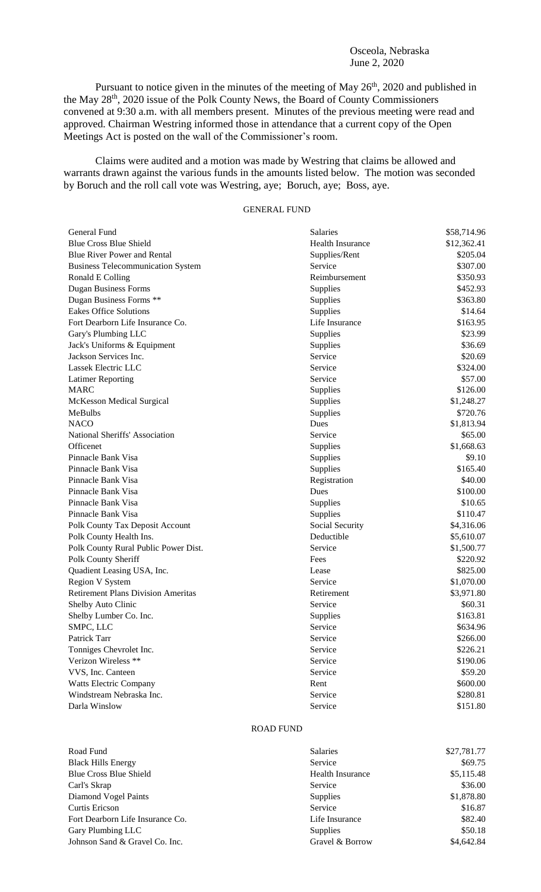Osceola, Nebraska
June 2, 2020

Pursuant to notice given in the minutes of the meeting of May 26th, 2020 and published in the May 28th, 2020 issue of the Polk County News, the Board of County Commissioners convened at 9:30 a.m. with all members present. Minutes of the previous meeting were read and approved. Chairman Westring informed those in attendance that a current copy of the Open Meetings Act is posted on the wall of the Commissioner's room.

Claims were audited and a motion was made by Westring that claims be allowed and warrants drawn against the various funds in the amounts listed below. The motion was seconded by Boruch and the roll call vote was Westring, aye; Boruch, aye; Boss, aye.

GENERAL FUND

| | | |
|---|---|---|
| General Fund | Salaries | $58,714.96 |
| Blue Cross Blue Shield | Health Insurance | $12,362.41 |
| Blue River Power and Rental | Supplies/Rent | $205.04 |
| Business Telecommunication System | Service | $307.00 |
| Ronald E Colling | Reimbursement | $350.93 |
| Dugan Business Forms | Supplies | $452.93 |
| Dugan Business Forms ** | Supplies | $363.80 |
| Eakes Office Solutions | Supplies | $14.64 |
| Fort Dearborn Life Insurance Co. | Life Insurance | $163.95 |
| Gary's Plumbing LLC | Supplies | $23.99 |
| Jack's Uniforms & Equipment | Supplies | $36.69 |
| Jackson Services Inc. | Service | $20.69 |
| Lassek Electric LLC | Service | $324.00 |
| Latimer Reporting | Service | $57.00 |
| MARC | Supplies | $126.00 |
| McKesson Medical Surgical | Supplies | $1,248.27 |
| MeBulbs | Supplies | $720.76 |
| NACO | Dues | $1,813.94 |
| National Sheriffs' Association | Service | $65.00 |
| Officenet | Supplies | $1,668.63 |
| Pinnacle Bank Visa | Supplies | $9.10 |
| Pinnacle Bank Visa | Supplies | $165.40 |
| Pinnacle Bank Visa | Registration | $40.00 |
| Pinnacle Bank Visa | Dues | $100.00 |
| Pinnacle Bank Visa | Supplies | $10.65 |
| Pinnacle Bank Visa | Supplies | $110.47 |
| Polk County Tax Deposit Account | Social Security | $4,316.06 |
| Polk County Health Ins. | Deductible | $5,610.07 |
| Polk County Rural Public Power Dist. | Service | $1,500.77 |
| Polk County Sheriff | Fees | $220.92 |
| Quadient Leasing USA, Inc. | Lease | $825.00 |
| Region V System | Service | $1,070.00 |
| Retirement Plans Division Ameritas | Retirement | $3,971.80 |
| Shelby Auto Clinic | Service | $60.31 |
| Shelby Lumber Co. Inc. | Supplies | $163.81 |
| SMPC, LLC | Service | $634.96 |
| Patrick Tarr | Service | $266.00 |
| Tonniges Chevrolet Inc. | Service | $226.21 |
| Verizon Wireless ** | Service | $190.06 |
| VVS, Inc. Canteen | Service | $59.20 |
| Watts Electric Company | Rent | $600.00 |
| Windstream Nebraska Inc. | Service | $280.81 |
| Darla Winslow | Service | $151.80 |

ROAD FUND

| | | |
|---|---|---|
| Road Fund | Salaries | $27,781.77 |
| Black Hills Energy | Service | $69.75 |
| Blue Cross Blue Shield | Health Insurance | $5,115.48 |
| Carl's Skrap | Service | $36.00 |
| Diamond Vogel Paints | Supplies | $1,878.80 |
| Curtis Ericson | Service | $16.87 |
| Fort Dearborn Life Insurance Co. | Life Insurance | $82.40 |
| Gary Plumbing LLC | Supplies | $50.18 |
| Johnson Sand & Gravel Co. Inc. | Gravel & Borrow | $4,642.84 |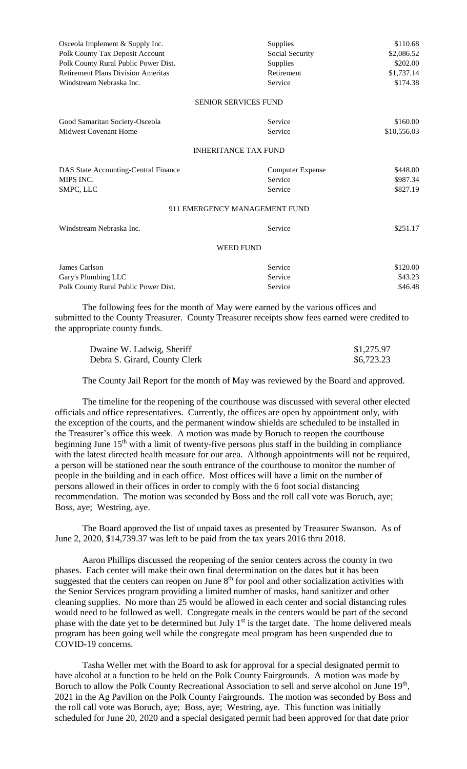| | | |
|---|---|---|
| Osceola Implement & Supply Inc. | Supplies | \$110.68 |
| Polk County Tax Deposit Account | Social Security | \$2,086.52 |
| Polk County Rural Public Power Dist. | Supplies | \$202.00 |
| Retirement Plans Division Ameritas | Retirement | \$1,737.14 |
| Windstream Nebraska Inc. | Service | \$174.38 |

SENIOR SERVICES FUND

| | | |
|---|---|---|
| Good Samaritan Society-Osceola | Service | \$160.00 |
| Midwest Covenant Home | Service | \$10,556.03 |

INHERITANCE TAX FUND

| | | |
|---|---|---|
| DAS State Accounting-Central Finance | Computer Expense | \$448.00 |
| MIPS INC. | Service | \$987.34 |
| SMPC, LLC | Service | \$827.19 |

911 EMERGENCY MANAGEMENT FUND

| | | |
|---|---|---|
| Windstream Nebraska Inc. | Service | \$251.17 |

WEED FUND

| | | |
|---|---|---|
| James Carlson | Service | \$120.00 |
| Gary's Plumbing LLC | Service | \$43.23 |
| Polk County Rural Public Power Dist. | Service | \$46.48 |

The following fees for the month of May were earned by the various offices and submitted to the County Treasurer. County Treasurer receipts show fees earned were credited to the appropriate county funds.

| | |
|---|---|
| Dwaine W. Ladwig, Sheriff | \$1,275.97 |
| Debra S. Girard, County Clerk | \$6,723.23 |

The County Jail Report for the month of May was reviewed by the Board and approved.

The timeline for the reopening of the courthouse was discussed with several other elected officials and office representatives. Currently, the offices are open by appointment only, with the exception of the courts, and the permanent window shields are scheduled to be installed in the Treasurer's office this week. A motion was made by Boruch to reopen the courthouse beginning June 15th with a limit of twenty-five persons plus staff in the building in compliance with the latest directed health measure for our area. Although appointments will not be required, a person will be stationed near the south entrance of the courthouse to monitor the number of people in the building and in each office. Most offices will have a limit on the number of persons allowed in their offices in order to comply with the 6 foot social distancing recommendation. The motion was seconded by Boss and the roll call vote was Boruch, aye; Boss, aye; Westring, aye.

The Board approved the list of unpaid taxes as presented by Treasurer Swanson. As of June 2, 2020, \$14,739.37 was left to be paid from the tax years 2016 thru 2018.

Aaron Phillips discussed the reopening of the senior centers across the county in two phases. Each center will make their own final determination on the dates but it has been suggested that the centers can reopen on June 8th for pool and other socialization activities with the Senior Services program providing a limited number of masks, hand sanitizer and other cleaning supplies. No more than 25 would be allowed in each center and social distancing rules would need to be followed as well. Congregate meals in the centers would be part of the second phase with the date yet to be determined but July 1st is the target date. The home delivered meals program has been going well while the congregate meal program has been suspended due to COVID-19 concerns.

Tasha Weller met with the Board to ask for approval for a special designated permit to have alcohol at a function to be held on the Polk County Fairgrounds. A motion was made by Boruch to allow the Polk County Recreational Association to sell and serve alcohol on June 19th, 2021 in the Ag Pavilion on the Polk County Fairgrounds. The motion was seconded by Boss and the roll call vote was Boruch, aye; Boss, aye; Westring, aye. This function was initially scheduled for June 20, 2020 and a special desigated permit had been approved for that date prior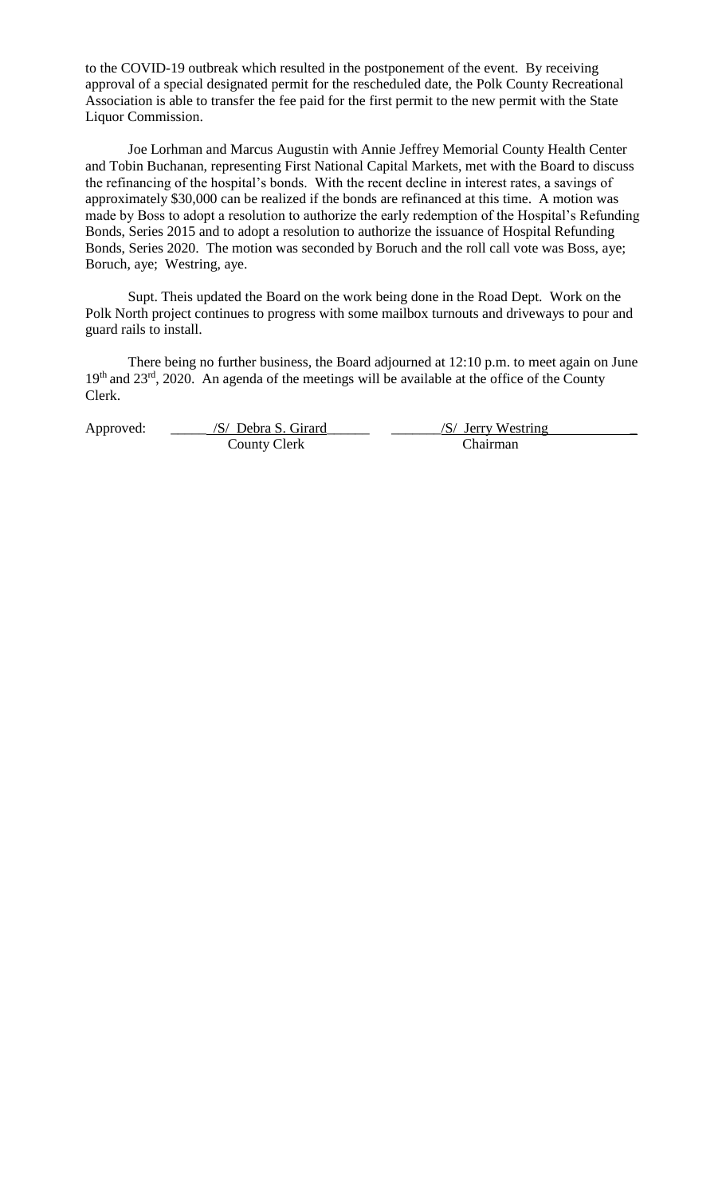to the COVID-19 outbreak which resulted in the postponement of the event. By receiving approval of a special designated permit for the rescheduled date, the Polk County Recreational Association is able to transfer the fee paid for the first permit to the new permit with the State Liquor Commission.

Joe Lorhman and Marcus Augustin with Annie Jeffrey Memorial County Health Center and Tobin Buchanan, representing First National Capital Markets, met with the Board to discuss the refinancing of the hospital's bonds. With the recent decline in interest rates, a savings of approximately $30,000 can be realized if the bonds are refinanced at this time. A motion was made by Boss to adopt a resolution to authorize the early redemption of the Hospital's Refunding Bonds, Series 2015 and to adopt a resolution to authorize the issuance of Hospital Refunding Bonds, Series 2020. The motion was seconded by Boruch and the roll call vote was Boss, aye; Boruch, aye; Westring, aye.

Supt. Theis updated the Board on the work being done in the Road Dept. Work on the Polk North project continues to progress with some mailbox turnouts and driveways to pour and guard rails to install.

There being no further business, the Board adjourned at 12:10 p.m. to meet again on June 19th and 23rd, 2020. An agenda of the meetings will be available at the office of the County Clerk.

Approved: /S/ Debra S. Girard — County Clerk

/S/ Jerry Westring — Chairman